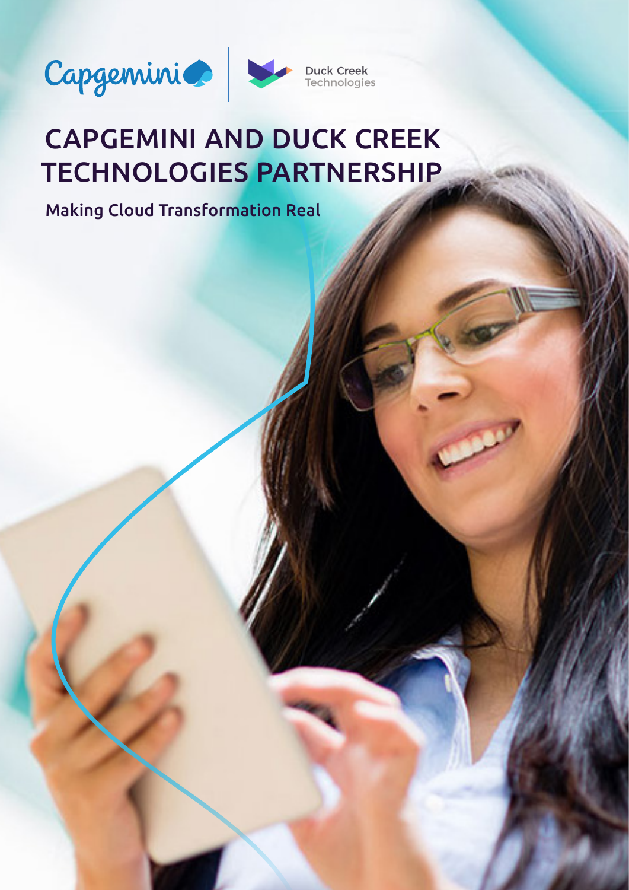Capgemini | Duck Creek Technologies

# CAPGEMINI AND DUCK CREEK TECHNOLOGIES PARTNERSHIP

## Making Cloud Transformation Real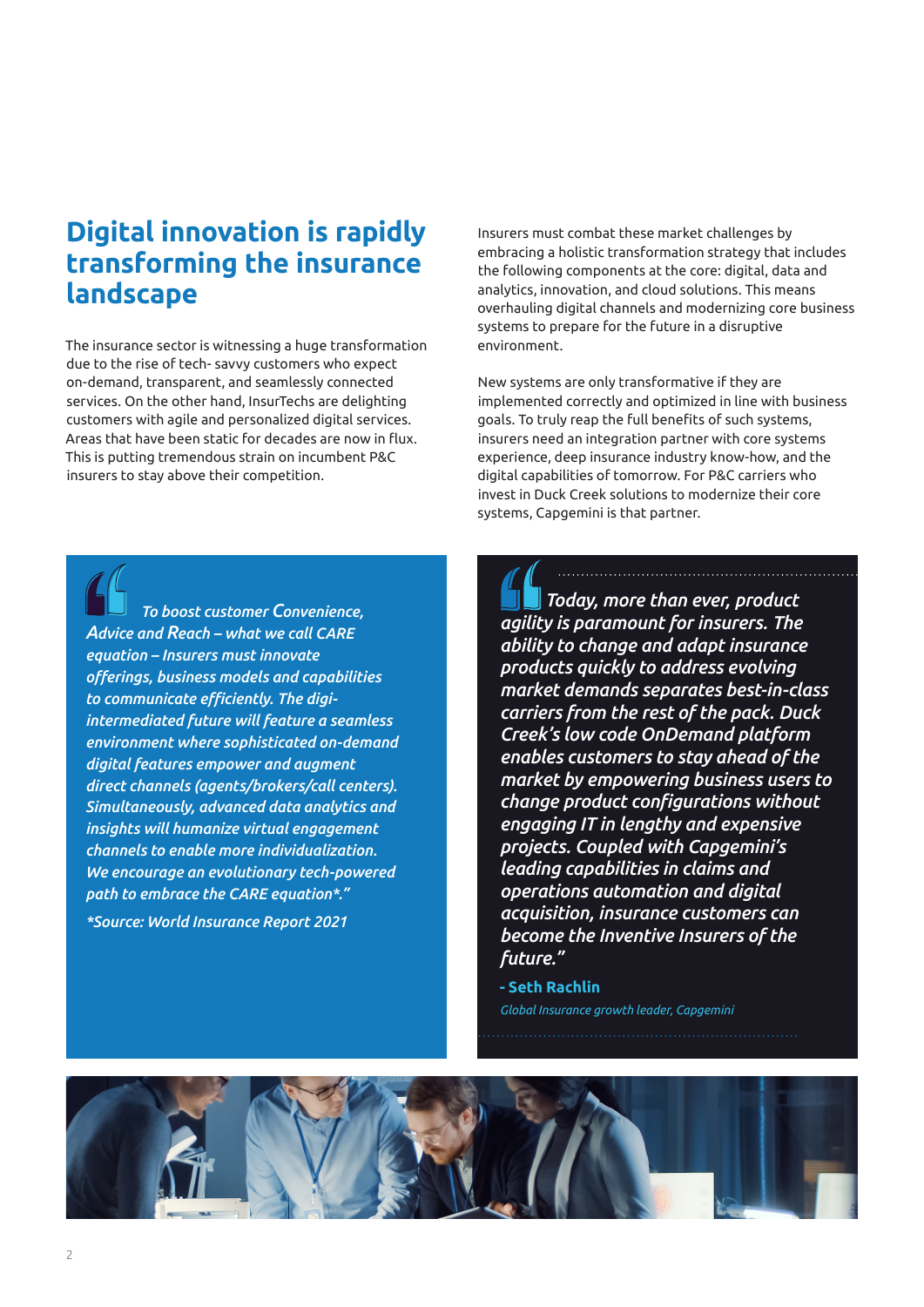# Digital innovation is rapidly transforming the insurance landscape

The insurance sector is witnessing a huge transformation due to the rise of tech- savvy customers who expect on-demand, transparent, and seamlessly connected services. On the other hand, InsurTechs are delighting customers with agile and personalized digital services. Areas that have been static for decades are now in flux. This is putting tremendous strain on incumbent P&C insurers to stay above their competition.

Insurers must combat these market challenges by embracing a holistic transformation strategy that includes the following components at the core: digital, data and analytics, innovation, and cloud solutions. This means overhauling digital channels and modernizing core business systems to prepare for the future in a disruptive environment.

New systems are only transformative if they are implemented correctly and optimized in line with business goals. To truly reap the full benefits of such systems, insurers need an integration partner with core systems experience, deep insurance industry know-how, and the digital capabilities of tomorrow. For P&C carriers who invest in Duck Creek solutions to modernize their core systems, Capgemini is that partner.

*To boost customer Convenience, Advice and Reach – what we call CARE equation – Insurers must innovate offerings, business models and capabilities to communicate efficiently. The digi-intermediated future will feature a seamless environment where sophisticated on-demand digital features empower and augment direct channels (agents/brokers/call centers). Simultaneously, advanced data analytics and insights will humanize virtual engagement channels to enable more individualization. We encourage an evolutionary tech-powered path to embrace the CARE equation*."*

**Source: World Insurance Report 2021*

*Today, more than ever, product agility is paramount for insurers. The ability to change and adapt insurance products quickly to address evolving market demands separates best-in-class carriers from the rest of the pack. Duck Creek's low code OnDemand platform enables customers to stay ahead of the market by empowering business users to change product configurations without engaging IT in lengthy and expensive projects. Coupled with Capgemini's leading capabilities in claims and operations automation and digital acquisition, insurance customers can become the Inventive Insurers of the future."*

**- Seth Rachlin**

*Global Insurance growth leader, Capgemini*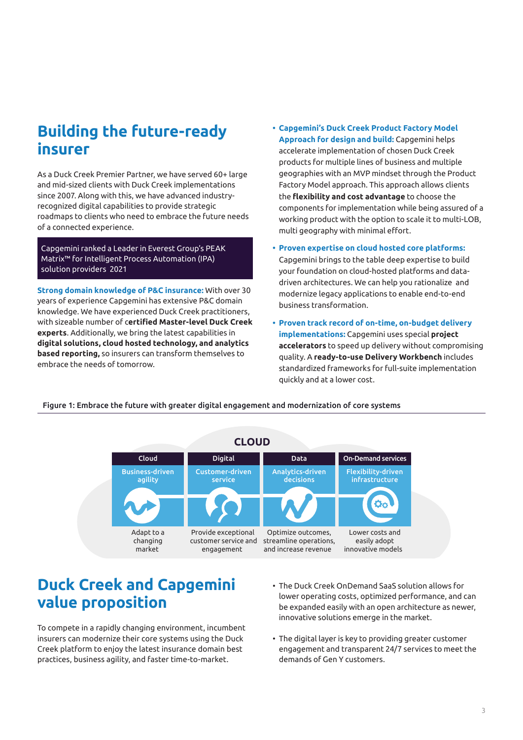## Building the future-ready insurer

As a Duck Creek Premier Partner, we have served 60+ large and mid-sized clients with Duck Creek implementations since 2007. Along with this, we have advanced industry-recognized digital capabilities to provide strategic roadmaps to clients who need to embrace the future needs of a connected experience.

Capgemini ranked a Leader in Everest Group's PEAK Matrix™ for Intelligent Process Automation (IPA) solution providers 2021

**Strong domain knowledge of P&C insurance:** With over 30 years of experience Capgemini has extensive P&C domain knowledge. We have experienced Duck Creek practitioners, with sizeable number of c**ertified Master-level Duck Creek experts**. Additionally, we bring the latest capabilities in **digital solutions, cloud hosted technology, and analytics based reporting,** so insurers can transform themselves to embrace the needs of tomorrow.

- **Capgemini's Duck Creek Product Factory Model Approach for design and build:** Capgemini helps accelerate implementation of chosen Duck Creek products for multiple lines of business and multiple geographies with an MVP mindset through the Product Factory Model approach. This approach allows clients the **flexibility and cost advantage** to choose the components for implementation while being assured of a working product with the option to scale it to multi-LOB, multi geography with minimal effort.
- **Proven expertise on cloud hosted core platforms:** Capgemini brings to the table deep expertise to build your foundation on cloud-hosted platforms and data-driven architectures. We can help you rationalize and modernize legacy applications to enable end-to-end business transformation.
- **Proven track record of on-time, on-budget delivery implementations:** Capgemini uses special **project accelerators** to speed up delivery without compromising quality. A **ready-to-use Delivery Workbench** includes standardized frameworks for full-suite implementation quickly and at a lower cost.

**Figure 1: Embrace the future with greater digital engagement and modernization of core systems**

CLOUD

Cloud
Business-driven agility
Adapt to a changing market

Digital
Customer-driven service
Provide exceptional customer service and engagement

Data
Analytics-driven decisions
Optimize outcomes, streamline operations, and increase revenue

On-Demand services
Flexibility-driven infrastructure
Lower costs and easily adopt innovative models

## Duck Creek and Capgemini value proposition

To compete in a rapidly changing environment, incumbent insurers can modernize their core systems using the Duck Creek platform to enjoy the latest insurance domain best practices, business agility, and faster time-to-market.

- The Duck Creek OnDemand SaaS solution allows for lower operating costs, optimized performance, and can be expanded easily with an open architecture as newer, innovative solutions emerge in the market.
- The digital layer is key to providing greater customer engagement and transparent 24/7 services to meet the demands of Gen Y customers.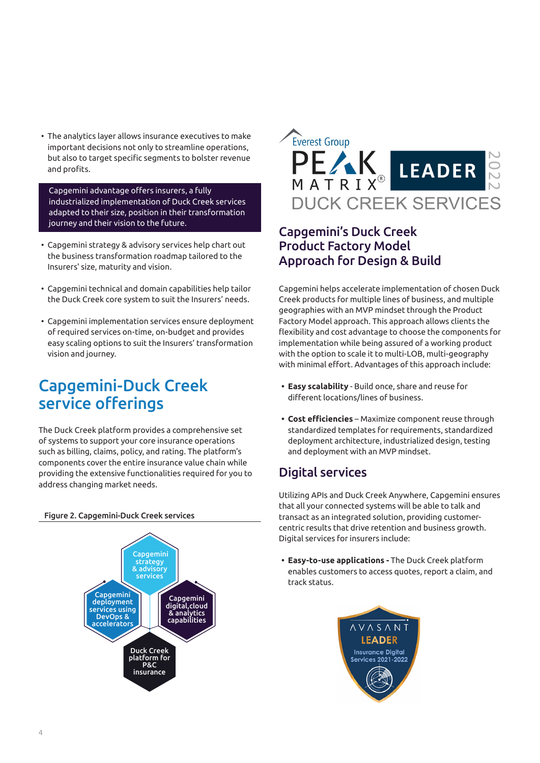- The analytics layer allows insurance executives to make important decisions not only to streamline operations, but also to target specific segments to bolster revenue and profits.

Capgemini advantage offers insurers, a fully industrialized implementation of Duck Creek services adapted to their size, position in their transformation journey and their vision to the future.

- Capgemini strategy & advisory services help chart out the business transformation roadmap tailored to the Insurers' size, maturity and vision.
- Capgemini technical and domain capabilities help tailor the Duck Creek core system to suit the Insurers' needs.
- Capgemini implementation services ensure deployment of required services on-time, on-budget and provides easy scaling options to suit the Insurers' transformation vision and journey.

## Capgemini-Duck Creek service offerings

The Duck Creek platform provides a comprehensive set of systems to support your core insurance operations such as billing, claims, policy, and rating. The platform's components cover the entire insurance value chain while providing the extensive functionalities required for you to address changing market needs.

Figure 2. Capgemini-Duck Creek services

Capgemini strategy & advisory services

Capgemini deployment services using DevOps & accelerators

Capgemini digital, cloud & analytics capabilities

Duck Creek platform for P&C insurance

Everest Group PEAK MATRIX® LEADER 2022 DUCK CREEK SERVICES

## Capgemini's Duck Creek Product Factory Model Approach for Design & Build

Capgemini helps accelerate implementation of chosen Duck Creek products for multiple lines of business, and multiple geographies with an MVP mindset through the Product Factory Model approach. This approach allows clients the flexibility and cost advantage to choose the components for implementation while being assured of a working product with the option to scale it to multi-LOB, multi-geography with minimal effort. Advantages of this approach include:

- **Easy scalability** - Build once, share and reuse for different locations/lines of business.
- **Cost efficiencies** – Maximize component reuse through standardized templates for requirements, standardized deployment architecture, industrialized design, testing and deployment with an MVP mindset.

## Digital services

Utilizing APIs and Duck Creek Anywhere, Capgemini ensures that all your connected systems will be able to talk and transact as an integrated solution, providing customer-centric results that drive retention and business growth. Digital services for insurers include:

- **Easy-to-use applications -** The Duck Creek platform enables customers to access quotes, report a claim, and track status.

AVASANT LEADER Insurance Digital Services 2021-2022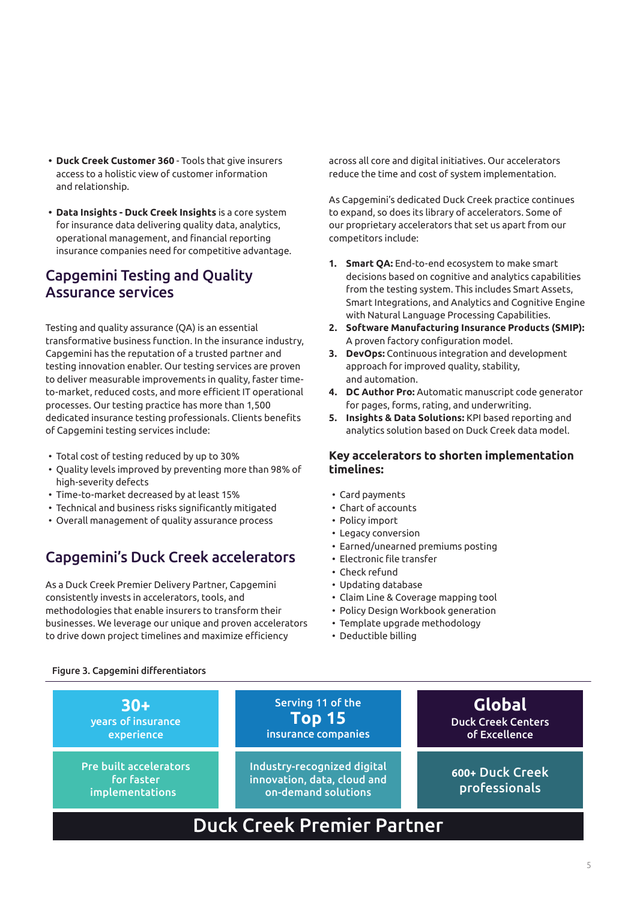- **Duck Creek Customer 360** - Tools that give insurers access to a holistic view of customer information and relationship.

- **Data Insights - Duck Creek Insights** is a core system for insurance data delivering quality data, analytics, operational management, and financial reporting insurance companies need for competitive advantage.

## Capgemini Testing and Quality Assurance services

Testing and quality assurance (QA) is an essential transformative business function. In the insurance industry, Capgemini has the reputation of a trusted partner and testing innovation enabler. Our testing services are proven to deliver measurable improvements in quality, faster time-to-market, reduced costs, and more efficient IT operational processes. Our testing practice has more than 1,500 dedicated insurance testing professionals. Clients benefits of Capgemini testing services include:

- Total cost of testing reduced by up to 30%
- Quality levels improved by preventing more than 98% of high-severity defects
- Time-to-market decreased by at least 15%
- Technical and business risks significantly mitigated
- Overall management of quality assurance process

## Capgemini's Duck Creek accelerators

As a Duck Creek Premier Delivery Partner, Capgemini consistently invests in accelerators, tools, and methodologies that enable insurers to transform their businesses. We leverage our unique and proven accelerators to drive down project timelines and maximize efficiency across all core and digital initiatives. Our accelerators reduce the time and cost of system implementation.

As Capgemini's dedicated Duck Creek practice continues to expand, so does its library of accelerators. Some of our proprietary accelerators that set us apart from our competitors include:

1. **Smart QA:** End-to-end ecosystem to make smart decisions based on cognitive and analytics capabilities from the testing system. This includes Smart Assets, Smart Integrations, and Analytics and Cognitive Engine with Natural Language Processing Capabilities.
2. **Software Manufacturing Insurance Products (SMIP):** A proven factory configuration model.
3. **DevOps:** Continuous integration and development approach for improved quality, stability, and automation.
4. **DC Author Pro:** Automatic manuscript code generator for pages, forms, rating, and underwriting.
5. **Insights & Data Solutions:** KPI based reporting and analytics solution based on Duck Creek data model.

### Key accelerators to shorten implementation timelines:

- Card payments
- Chart of accounts
- Policy import
- Legacy conversion
- Earned/unearned premiums posting
- Electronic file transfer
- Check refund
- Updating database
- Claim Line & Coverage mapping tool
- Policy Design Workbook generation
- Template upgrade methodology
- Deductible billing

Figure 3. Capgemini differentiators

30+ years of insurance experience

Serving 11 of the Top 15 insurance companies

Global Duck Creek Centers of Excellence

Pre built accelerators for faster implementations

Industry-recognized digital innovation, data, cloud and on-demand solutions

600+ Duck Creek professionals

Duck Creek Premier Partner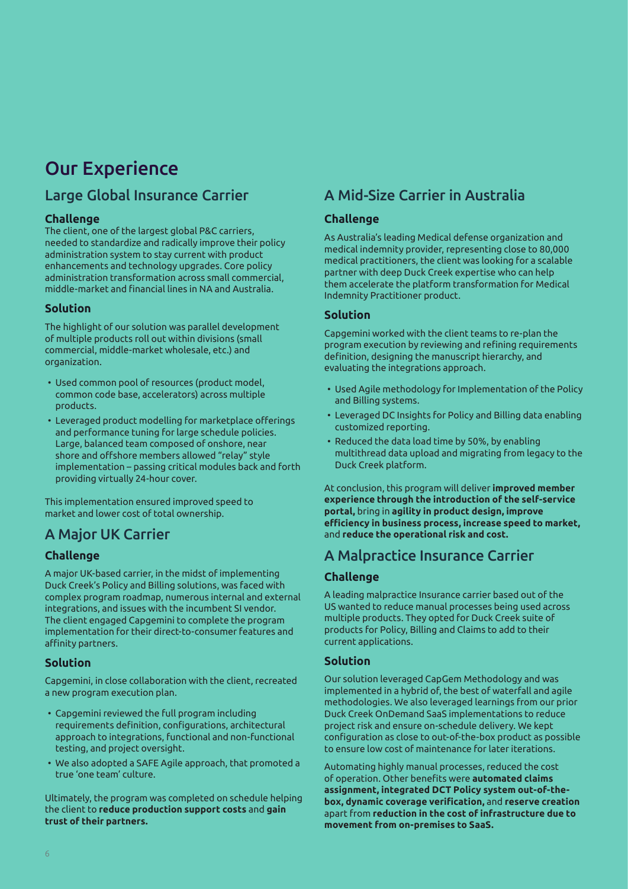# Our Experience

## Large Global Insurance Carrier

### Challenge

The client, one of the largest global P&C carriers, needed to standardize and radically improve their policy administration system to stay current with product enhancements and technology upgrades. Core policy administration transformation across small commercial, middle-market and financial lines in NA and Australia.

### Solution

The highlight of our solution was parallel development of multiple products roll out within divisions (small commercial, middle-market wholesale, etc.) and organization.

- Used common pool of resources (product model, common code base, accelerators) across multiple products.
- Leveraged product modelling for marketplace offerings and performance tuning for large schedule policies. Large, balanced team composed of onshore, near shore and offshore members allowed "relay" style implementation – passing critical modules back and forth providing virtually 24-hour cover.

This implementation ensured improved speed to market and lower cost of total ownership.

## A Major UK Carrier

### Challenge

A major UK-based carrier, in the midst of implementing Duck Creek's Policy and Billing solutions, was faced with complex program roadmap, numerous internal and external integrations, and issues with the incumbent SI vendor. The client engaged Capgemini to complete the program implementation for their direct-to-consumer features and affinity partners.

### Solution

Capgemini, in close collaboration with the client, recreated a new program execution plan.

- Capgemini reviewed the full program including requirements definition, configurations, architectural approach to integrations, functional and non-functional testing, and project oversight.
- We also adopted a SAFE Agile approach, that promoted a true 'one team' culture.

Ultimately, the program was completed on schedule helping the client to **reduce production support costs** and **gain trust of their partners.**

## A Mid-Size Carrier in Australia

### Challenge

As Australia's leading Medical defense organization and medical indemnity provider, representing close to 80,000 medical practitioners, the client was looking for a scalable partner with deep Duck Creek expertise who can help them accelerate the platform transformation for Medical Indemnity Practitioner product.

### Solution

Capgemini worked with the client teams to re-plan the program execution by reviewing and refining requirements definition, designing the manuscript hierarchy, and evaluating the integrations approach.

- Used Agile methodology for Implementation of the Policy and Billing systems.
- Leveraged DC Insights for Policy and Billing data enabling customized reporting.
- Reduced the data load time by 50%, by enabling multithread data upload and migrating from legacy to the Duck Creek platform.

At conclusion, this program will deliver **improved member experience through the introduction of the self-service portal,** bring in **agility in product design, improve efficiency in business process, increase speed to market,** and **reduce the operational risk and cost.**

## A Malpractice Insurance Carrier

### Challenge

A leading malpractice Insurance carrier based out of the US wanted to reduce manual processes being used across multiple products. They opted for Duck Creek suite of products for Policy, Billing and Claims to add to their current applications.

### Solution

Our solution leveraged CapGem Methodology and was implemented in a hybrid of, the best of waterfall and agile methodologies. We also leveraged learnings from our prior Duck Creek OnDemand SaaS implementations to reduce project risk and ensure on-schedule delivery. We kept configuration as close to out-of-the-box product as possible to ensure low cost of maintenance for later iterations.

Automating highly manual processes, reduced the cost of operation. Other benefits were **automated claims assignment, integrated DCT Policy system out-of-the-box, dynamic coverage verification,** and **reserve creation** apart from **reduction in the cost of infrastructure due to movement from on-premises to SaaS.**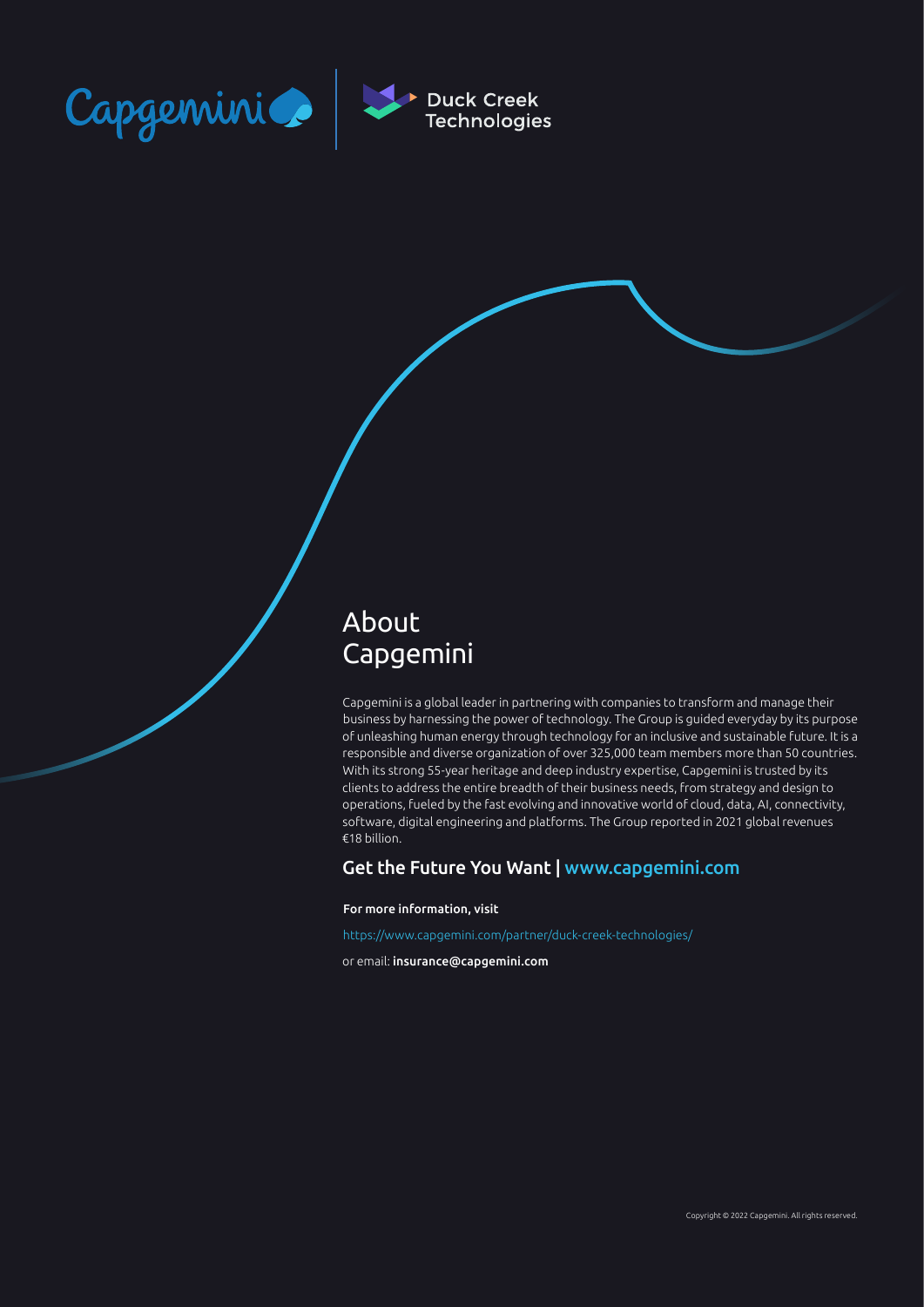# About Capgemini

Capgemini is a global leader in partnering with companies to transform and manage their business by harnessing the power of technology. The Group is guided everyday by its purpose of unleashing human energy through technology for an inclusive and sustainable future. It is a responsible and diverse organization of over 325,000 team members more than 50 countries. With its strong 55-year heritage and deep industry expertise, Capgemini is trusted by its clients to address the entire breadth of their business needs, from strategy and design to operations, fueled by the fast evolving and innovative world of cloud, data, AI, connectivity, software, digital engineering and platforms. The Group reported in 2021 global revenues €18 billion.

## Get the Future You Want | www.capgemini.com

**For more information, visit**

https://www.capgemini.com/partner/duck-creek-technologies/

or email: **insurance@capgemini.com**

Copyright © 2022 Capgemini. All rights reserved.